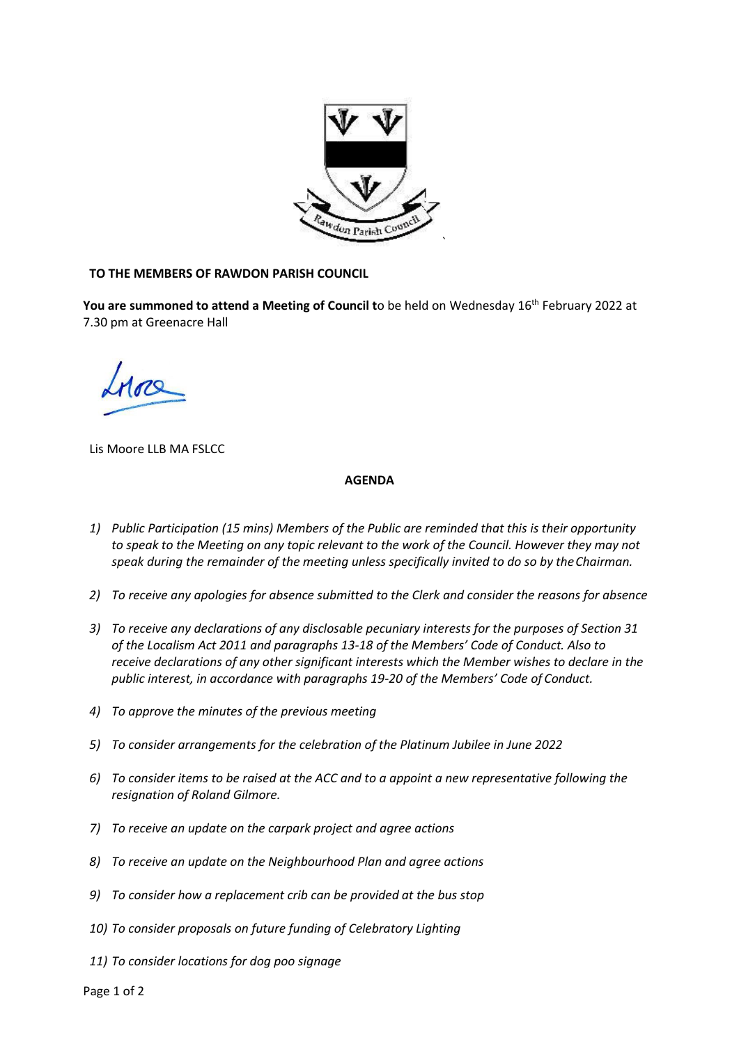**TO THE MEMBERS OF RAWDON PARISH COUNCIL**

**You are summoned to attend a Meeting of Council t**o be held on Wednesday 16th February 2022 at 7.30 pm at Greenacre Hall

Lis Moore LLB MA FSLCC

**AGENDA**

1) *Public Participation (15 mins) Members of the Public are reminded that this is their opportunity to speak to the Meeting on any topic relevant to the work of the Council. However they may not speak during the remainder of the meeting unless specifically invited to do so by the Chairman.*

2) *To receive any apologies for absence submitted to the Clerk and consider the reasons for absence*

3) *To receive any declarations of any disclosable pecuniary interests for the purposes of Section 31 of the Localism Act 2011 and paragraphs 13-18 of the Members' Code of Conduct. Also to receive declarations of any other significant interests which the Member wishes to declare in the public interest, in accordance with paragraphs 19-20 of the Members' Code of Conduct.*

4) *To approve the minutes of the previous meeting*

5) *To consider arrangements for the celebration of the Platinum Jubilee in June 2022*

6) *To consider items to be raised at the ACC and to a appoint a new representative following the resignation of Roland Gilmore.*

7) *To receive an update on the carpark project and agree actions*

8) *To receive an update on the Neighbourhood Plan and agree actions*

9) *To consider how a replacement crib can be provided at the bus stop*

10) *To consider proposals on future funding of Celebratory Lighting*

11) *To consider locations for dog poo signage*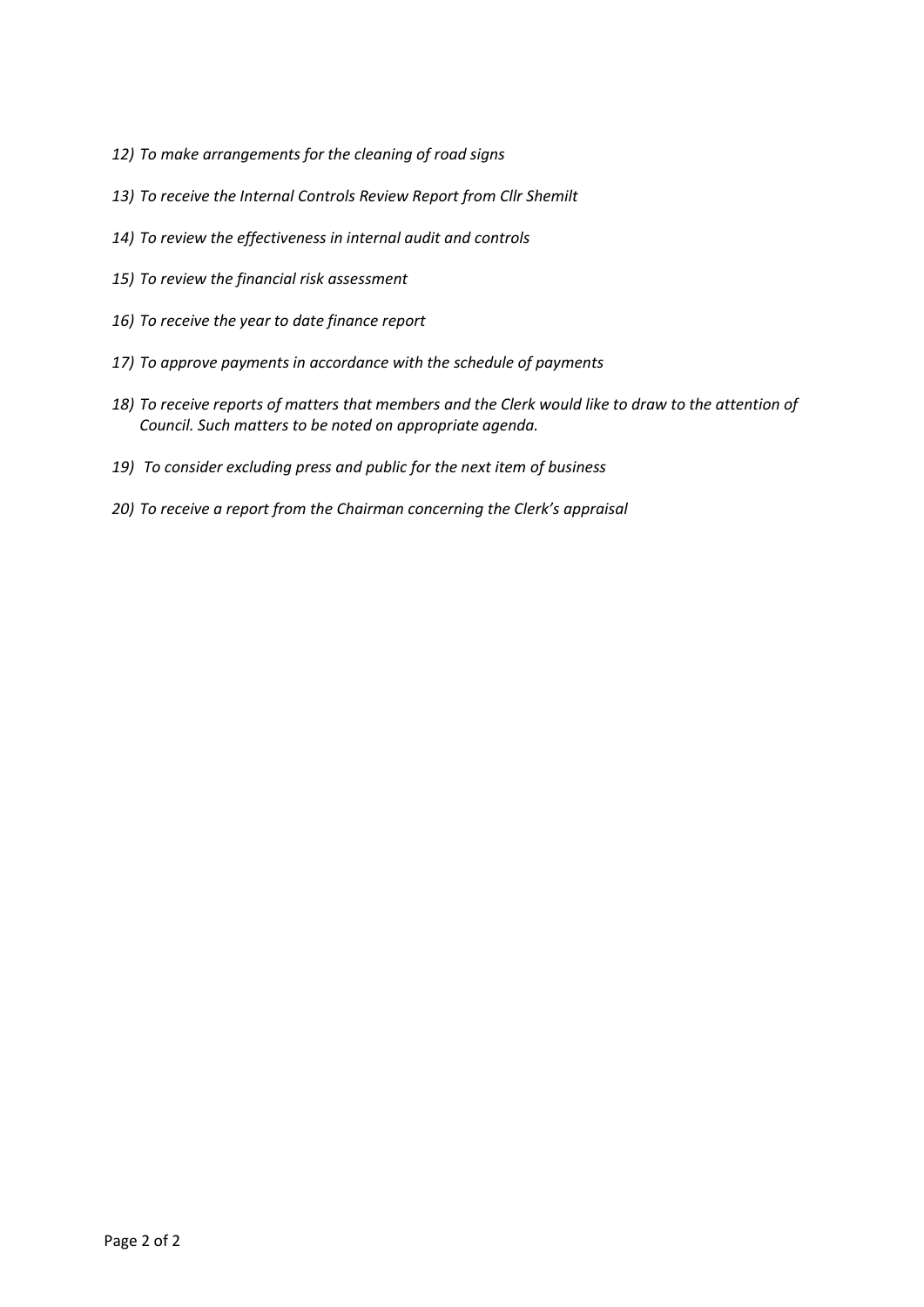12) *To make arrangements for the cleaning of road signs*

13) *To receive the Internal Controls Review Report from Cllr Shemilt*

14) *To review the effectiveness in internal audit and controls*

15) *To review the financial risk assessment*

16) *To receive the year to date finance report*

17) *To approve payments in accordance with the schedule of payments*

18) *To receive reports of matters that members and the Clerk would like to draw to the attention of Council. Such matters to be noted on appropriate agenda.*

19) *To consider excluding press and public for the next item of business*

20) *To receive a report from the Chairman concerning the Clerk's appraisal*